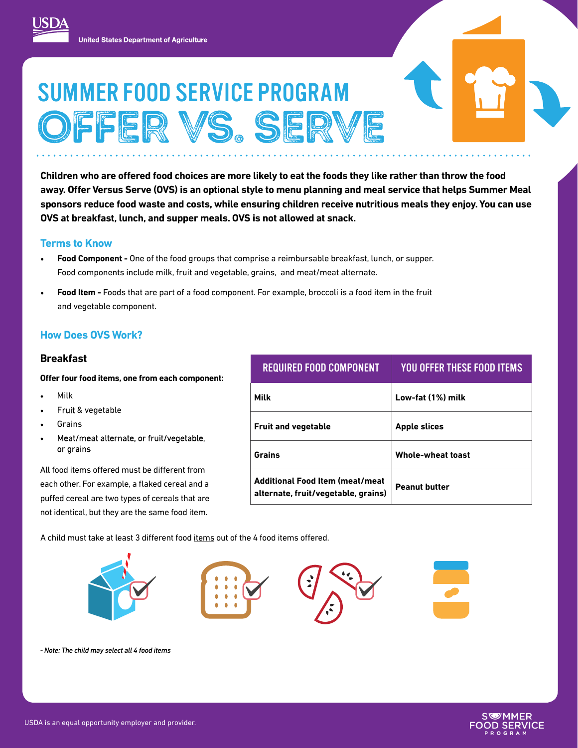United States Department of Agriculture

# SUMMER FOOD SERVICE PROGRAM
# OFFER VS. SERVE

**Children who are offered food choices are more likely to eat the foods they like rather than throw the food away. Offer Versus Serve (OVS) is an optional style to menu planning and meal service that helps Summer Meal sponsors reduce food waste and costs, while ensuring children receive nutritious meals they enjoy. You can use OVS at breakfast, lunch, and supper meals. OVS is not allowed at snack.**

## Terms to Know

- **Food Component -** One of the food groups that comprise a reimbursable breakfast, lunch, or supper. Food components include milk, fruit and vegetable, grains, and meat/meat alternate.
- **Food Item -** Foods that are part of a food component. For example, broccoli is a food item in the fruit and vegetable component.

## How Does OVS Work?

### Breakfast

**Offer four food items, one from each component:**

- Milk
- Fruit & vegetable
- Grains
- Meat/meat alternate, or fruit/vegetable, or grains

All food items offered must be different from each other. For example, a flaked cereal and a puffed cereal are two types of cereals that are not identical, but they are the same food item.

| REQUIRED FOOD COMPONENT | YOU OFFER THESE FOOD ITEMS |
|---|---|
| **Milk** | **Low-fat (1%) milk** |
| **Fruit and vegetable** | **Apple slices** |
| **Grains** | **Whole-wheat toast** |
| **Additional Food Item (meat/meat alternate, fruit/vegetable, grains)** | **Peanut butter** |

A child must take at least 3 different food items out of the 4 food items offered.

*- Note: The child may select all 4 food items*

USDA is an equal opportunity employer and provider.

SUMMER FOOD SERVICE PROGRAM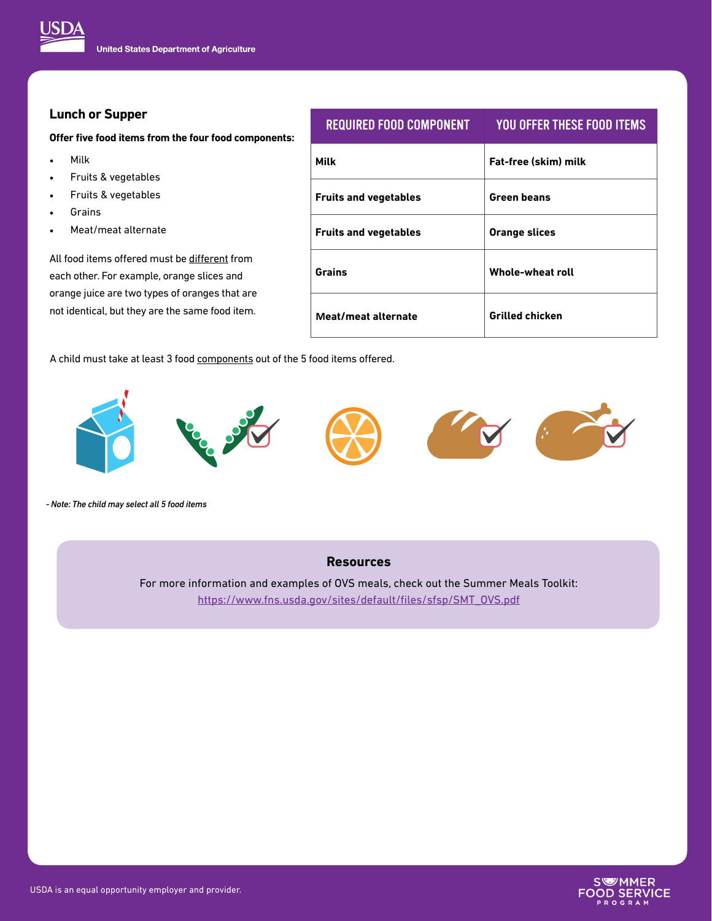USDA United States Department of Agriculture

## Lunch or Supper

**Offer five food items from the four food components:**

- Milk
- Fruits & vegetables
- Fruits & vegetables
- Grains
- Meat/meat alternate

All food items offered must be different from each other. For example, orange slices and orange juice are two types of oranges that are not identical, but they are the same food item.

| REQUIRED FOOD COMPONENT | YOU OFFER THESE FOOD ITEMS |
|---|---|
| **Milk** | **Fat-free (skim) milk** |
| **Fruits and vegetables** | **Green beans** |
| **Fruits and vegetables** | **Orange slices** |
| **Grains** | **Whole-wheat roll** |
| **Meat/meat alternate** | **Grilled chicken** |

A child must take at least 3 food components out of the 5 food items offered.

*- Note: The child may select all 5 food items*

### Resources

For more information and examples of OVS meals, check out the Summer Meals Toolkit: https://www.fns.usda.gov/sites/default/files/sfsp/SMT_OVS.pdf

USDA is an equal opportunity employer and provider.

SUMMER FOOD SERVICE PROGRAM